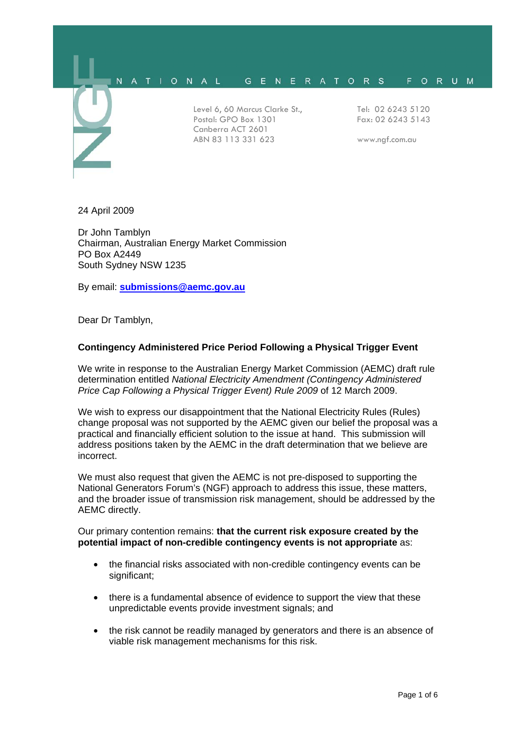NATIONAL GENERATORS FORUM

Level 6, 60 Marcus Clarke St.,
Postal: GPO Box 1301
Canberra ACT 2601
ABN 83 113 331 623

Tel: 02 6243 5120
Fax: 02 6243 5143

www.ngf.com.au

24 April 2009

Dr John Tamblyn
Chairman, Australian Energy Market Commission
PO Box A2449
South Sydney NSW 1235

By email: **submissions@aemc.gov.au**

Dear Dr Tamblyn,

**Contingency Administered Price Period Following a Physical Trigger Event**

We write in response to the Australian Energy Market Commission (AEMC) draft rule determination entitled *National Electricity Amendment (Contingency Administered Price Cap Following a Physical Trigger Event) Rule 2009* of 12 March 2009.

We wish to express our disappointment that the National Electricity Rules (Rules) change proposal was not supported by the AEMC given our belief the proposal was a practical and financially efficient solution to the issue at hand. This submission will address positions taken by the AEMC in the draft determination that we believe are incorrect.

We must also request that given the AEMC is not pre-disposed to supporting the National Generators Forum's (NGF) approach to address this issue, these matters, and the broader issue of transmission risk management, should be addressed by the AEMC directly.

Our primary contention remains: **that the current risk exposure created by the potential impact of non-credible contingency events is not appropriate** as:

- the financial risks associated with non-credible contingency events can be significant;
- there is a fundamental absence of evidence to support the view that these unpredictable events provide investment signals; and
- the risk cannot be readily managed by generators and there is an absence of viable risk management mechanisms for this risk.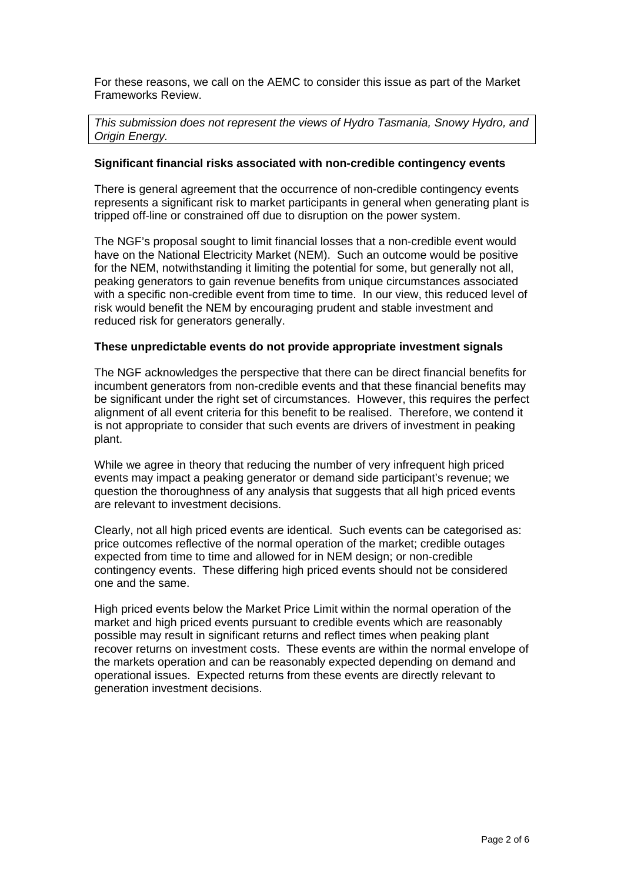For these reasons, we call on the AEMC to consider this issue as part of the Market Frameworks Review.

*This submission does not represent the views of Hydro Tasmania, Snowy Hydro, and Origin Energy.*

**Significant financial risks associated with non-credible contingency events**

There is general agreement that the occurrence of non-credible contingency events represents a significant risk to market participants in general when generating plant is tripped off-line or constrained off due to disruption on the power system.

The NGF's proposal sought to limit financial losses that a non-credible event would have on the National Electricity Market (NEM). Such an outcome would be positive for the NEM, notwithstanding it limiting the potential for some, but generally not all, peaking generators to gain revenue benefits from unique circumstances associated with a specific non-credible event from time to time. In our view, this reduced level of risk would benefit the NEM by encouraging prudent and stable investment and reduced risk for generators generally.

**These unpredictable events do not provide appropriate investment signals**

The NGF acknowledges the perspective that there can be direct financial benefits for incumbent generators from non-credible events and that these financial benefits may be significant under the right set of circumstances. However, this requires the perfect alignment of all event criteria for this benefit to be realised. Therefore, we contend it is not appropriate to consider that such events are drivers of investment in peaking plant.

While we agree in theory that reducing the number of very infrequent high priced events may impact a peaking generator or demand side participant's revenue; we question the thoroughness of any analysis that suggests that all high priced events are relevant to investment decisions.

Clearly, not all high priced events are identical. Such events can be categorised as: price outcomes reflective of the normal operation of the market; credible outages expected from time to time and allowed for in NEM design; or non-credible contingency events. These differing high priced events should not be considered one and the same.

High priced events below the Market Price Limit within the normal operation of the market and high priced events pursuant to credible events which are reasonably possible may result in significant returns and reflect times when peaking plant recover returns on investment costs. These events are within the normal envelope of the markets operation and can be reasonably expected depending on demand and operational issues. Expected returns from these events are directly relevant to generation investment decisions.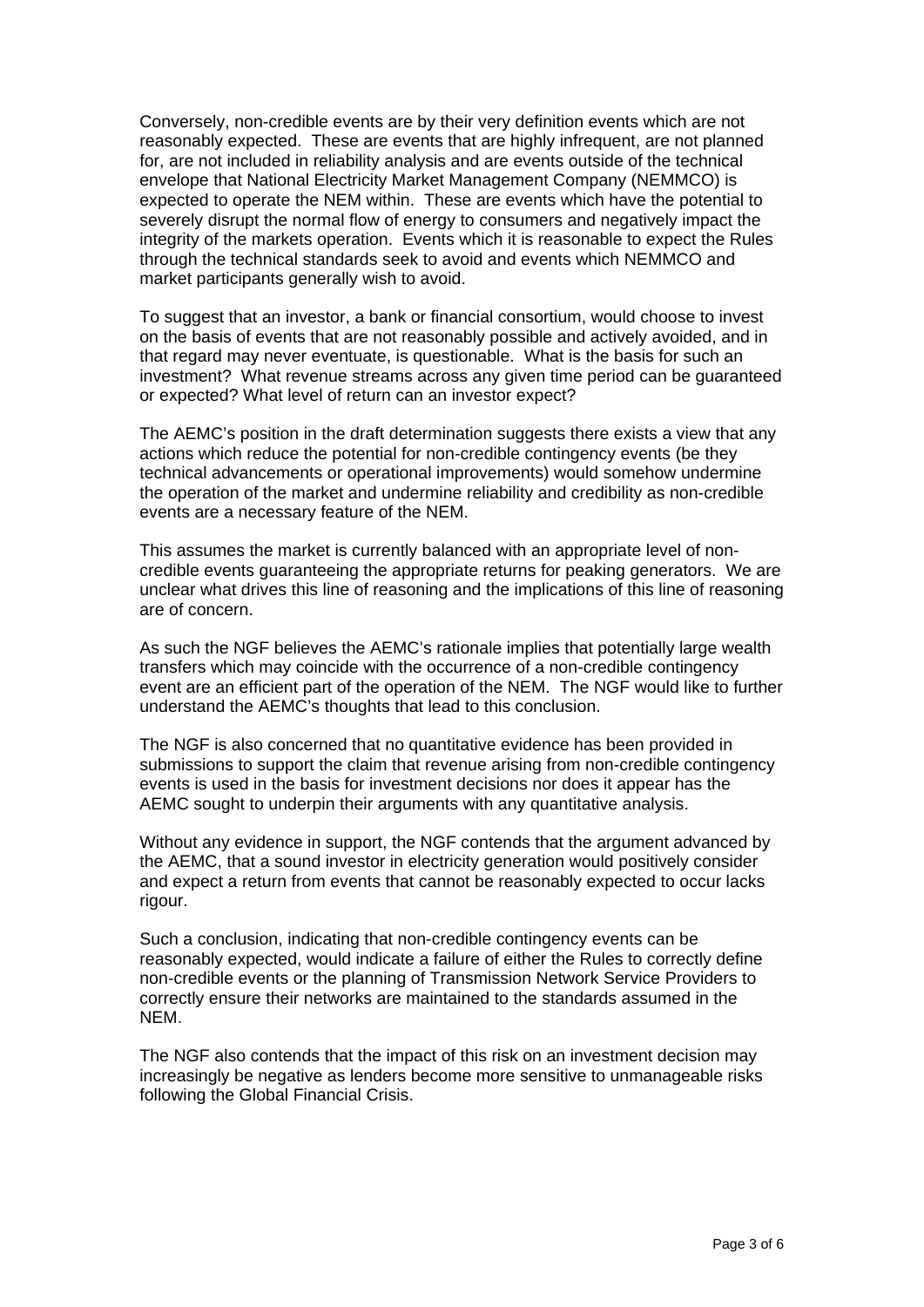Conversely, non-credible events are by their very definition events which are not reasonably expected. These are events that are highly infrequent, are not planned for, are not included in reliability analysis and are events outside of the technical envelope that National Electricity Market Management Company (NEMMCO) is expected to operate the NEM within. These are events which have the potential to severely disrupt the normal flow of energy to consumers and negatively impact the integrity of the markets operation. Events which it is reasonable to expect the Rules through the technical standards seek to avoid and events which NEMMCO and market participants generally wish to avoid.

To suggest that an investor, a bank or financial consortium, would choose to invest on the basis of events that are not reasonably possible and actively avoided, and in that regard may never eventuate, is questionable. What is the basis for such an investment? What revenue streams across any given time period can be guaranteed or expected? What level of return can an investor expect?

The AEMC's position in the draft determination suggests there exists a view that any actions which reduce the potential for non-credible contingency events (be they technical advancements or operational improvements) would somehow undermine the operation of the market and undermine reliability and credibility as non-credible events are a necessary feature of the NEM.

This assumes the market is currently balanced with an appropriate level of non-credible events guaranteeing the appropriate returns for peaking generators. We are unclear what drives this line of reasoning and the implications of this line of reasoning are of concern.

As such the NGF believes the AEMC's rationale implies that potentially large wealth transfers which may coincide with the occurrence of a non-credible contingency event are an efficient part of the operation of the NEM. The NGF would like to further understand the AEMC's thoughts that lead to this conclusion.

The NGF is also concerned that no quantitative evidence has been provided in submissions to support the claim that revenue arising from non-credible contingency events is used in the basis for investment decisions nor does it appear has the AEMC sought to underpin their arguments with any quantitative analysis.

Without any evidence in support, the NGF contends that the argument advanced by the AEMC, that a sound investor in electricity generation would positively consider and expect a return from events that cannot be reasonably expected to occur lacks rigour.

Such a conclusion, indicating that non-credible contingency events can be reasonably expected, would indicate a failure of either the Rules to correctly define non-credible events or the planning of Transmission Network Service Providers to correctly ensure their networks are maintained to the standards assumed in the NEM.

The NGF also contends that the impact of this risk on an investment decision may increasingly be negative as lenders become more sensitive to unmanageable risks following the Global Financial Crisis.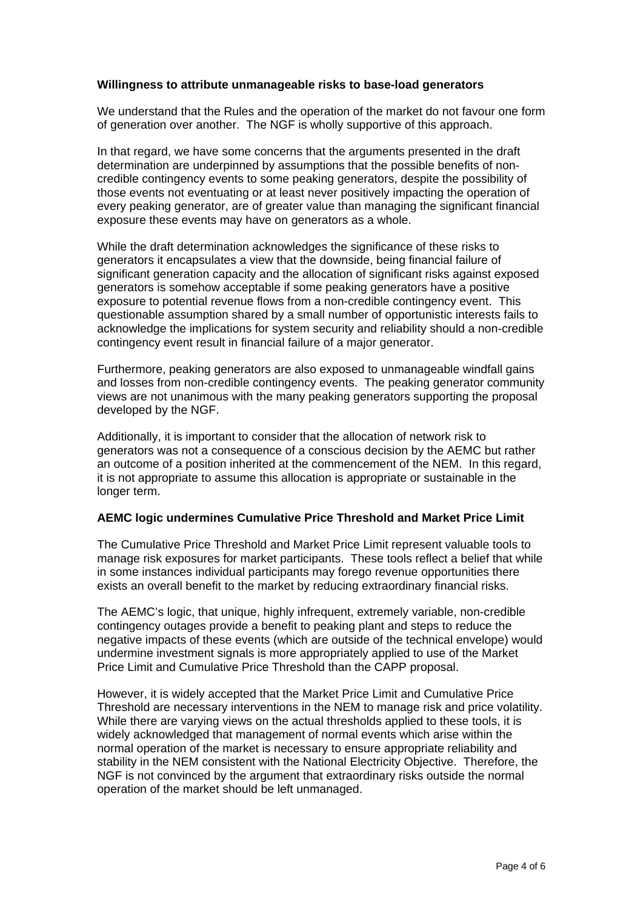**Willingness to attribute unmanageable risks to base-load generators**

We understand that the Rules and the operation of the market do not favour one form of generation over another. The NGF is wholly supportive of this approach.

In that regard, we have some concerns that the arguments presented in the draft determination are underpinned by assumptions that the possible benefits of non-credible contingency events to some peaking generators, despite the possibility of those events not eventuating or at least never positively impacting the operation of every peaking generator, are of greater value than managing the significant financial exposure these events may have on generators as a whole.

While the draft determination acknowledges the significance of these risks to generators it encapsulates a view that the downside, being financial failure of significant generation capacity and the allocation of significant risks against exposed generators is somehow acceptable if some peaking generators have a positive exposure to potential revenue flows from a non-credible contingency event. This questionable assumption shared by a small number of opportunistic interests fails to acknowledge the implications for system security and reliability should a non-credible contingency event result in financial failure of a major generator.

Furthermore, peaking generators are also exposed to unmanageable windfall gains and losses from non-credible contingency events. The peaking generator community views are not unanimous with the many peaking generators supporting the proposal developed by the NGF.

Additionally, it is important to consider that the allocation of network risk to generators was not a consequence of a conscious decision by the AEMC but rather an outcome of a position inherited at the commencement of the NEM. In this regard, it is not appropriate to assume this allocation is appropriate or sustainable in the longer term.

**AEMC logic undermines Cumulative Price Threshold and Market Price Limit**

The Cumulative Price Threshold and Market Price Limit represent valuable tools to manage risk exposures for market participants. These tools reflect a belief that while in some instances individual participants may forego revenue opportunities there exists an overall benefit to the market by reducing extraordinary financial risks.

The AEMC's logic, that unique, highly infrequent, extremely variable, non-credible contingency outages provide a benefit to peaking plant and steps to reduce the negative impacts of these events (which are outside of the technical envelope) would undermine investment signals is more appropriately applied to use of the Market Price Limit and Cumulative Price Threshold than the CAPP proposal.

However, it is widely accepted that the Market Price Limit and Cumulative Price Threshold are necessary interventions in the NEM to manage risk and price volatility. While there are varying views on the actual thresholds applied to these tools, it is widely acknowledged that management of normal events which arise within the normal operation of the market is necessary to ensure appropriate reliability and stability in the NEM consistent with the National Electricity Objective. Therefore, the NGF is not convinced by the argument that extraordinary risks outside the normal operation of the market should be left unmanaged.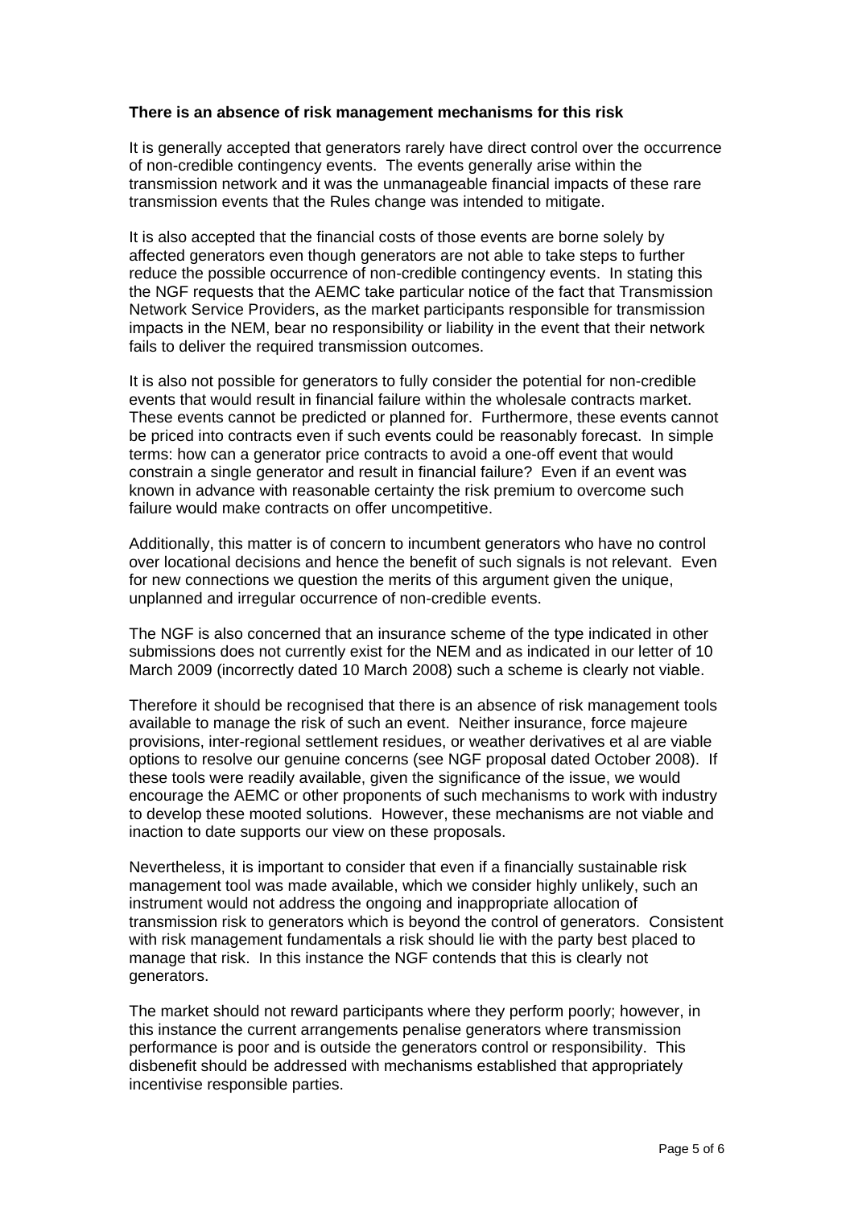**There is an absence of risk management mechanisms for this risk**

It is generally accepted that generators rarely have direct control over the occurrence of non-credible contingency events. The events generally arise within the transmission network and it was the unmanageable financial impacts of these rare transmission events that the Rules change was intended to mitigate.

It is also accepted that the financial costs of those events are borne solely by affected generators even though generators are not able to take steps to further reduce the possible occurrence of non-credible contingency events. In stating this the NGF requests that the AEMC take particular notice of the fact that Transmission Network Service Providers, as the market participants responsible for transmission impacts in the NEM, bear no responsibility or liability in the event that their network fails to deliver the required transmission outcomes.

It is also not possible for generators to fully consider the potential for non-credible events that would result in financial failure within the wholesale contracts market. These events cannot be predicted or planned for. Furthermore, these events cannot be priced into contracts even if such events could be reasonably forecast. In simple terms: how can a generator price contracts to avoid a one-off event that would constrain a single generator and result in financial failure? Even if an event was known in advance with reasonable certainty the risk premium to overcome such failure would make contracts on offer uncompetitive.

Additionally, this matter is of concern to incumbent generators who have no control over locational decisions and hence the benefit of such signals is not relevant. Even for new connections we question the merits of this argument given the unique, unplanned and irregular occurrence of non-credible events.

The NGF is also concerned that an insurance scheme of the type indicated in other submissions does not currently exist for the NEM and as indicated in our letter of 10 March 2009 (incorrectly dated 10 March 2008) such a scheme is clearly not viable.

Therefore it should be recognised that there is an absence of risk management tools available to manage the risk of such an event. Neither insurance, force majeure provisions, inter-regional settlement residues, or weather derivatives et al are viable options to resolve our genuine concerns (see NGF proposal dated October 2008). If these tools were readily available, given the significance of the issue, we would encourage the AEMC or other proponents of such mechanisms to work with industry to develop these mooted solutions. However, these mechanisms are not viable and inaction to date supports our view on these proposals.

Nevertheless, it is important to consider that even if a financially sustainable risk management tool was made available, which we consider highly unlikely, such an instrument would not address the ongoing and inappropriate allocation of transmission risk to generators which is beyond the control of generators. Consistent with risk management fundamentals a risk should lie with the party best placed to manage that risk. In this instance the NGF contends that this is clearly not generators.

The market should not reward participants where they perform poorly; however, in this instance the current arrangements penalise generators where transmission performance is poor and is outside the generators control or responsibility. This disbenefit should be addressed with mechanisms established that appropriately incentivise responsible parties.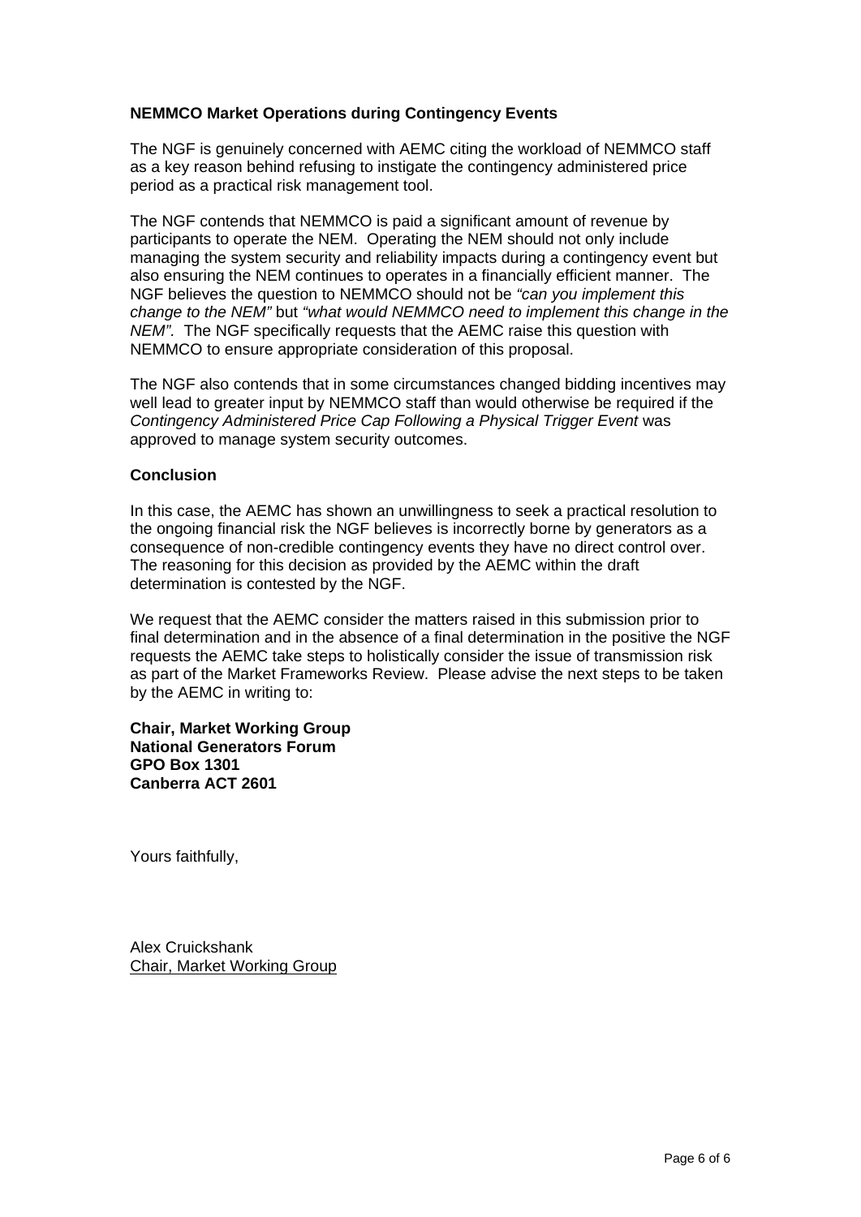**NEMMCO Market Operations during Contingency Events**

The NGF is genuinely concerned with AEMC citing the workload of NEMMCO staff as a key reason behind refusing to instigate the contingency administered price period as a practical risk management tool.

The NGF contends that NEMMCO is paid a significant amount of revenue by participants to operate the NEM. Operating the NEM should not only include managing the system security and reliability impacts during a contingency event but also ensuring the NEM continues to operates in a financially efficient manner. The NGF believes the question to NEMMCO should not be *"can you implement this change to the NEM"* but *"what would NEMMCO need to implement this change in the NEM".* The NGF specifically requests that the AEMC raise this question with NEMMCO to ensure appropriate consideration of this proposal.

The NGF also contends that in some circumstances changed bidding incentives may well lead to greater input by NEMMCO staff than would otherwise be required if the *Contingency Administered Price Cap Following a Physical Trigger Event* was approved to manage system security outcomes.

**Conclusion**

In this case, the AEMC has shown an unwillingness to seek a practical resolution to the ongoing financial risk the NGF believes is incorrectly borne by generators as a consequence of non-credible contingency events they have no direct control over. The reasoning for this decision as provided by the AEMC within the draft determination is contested by the NGF.

We request that the AEMC consider the matters raised in this submission prior to final determination and in the absence of a final determination in the positive the NGF requests the AEMC take steps to holistically consider the issue of transmission risk as part of the Market Frameworks Review. Please advise the next steps to be taken by the AEMC in writing to:

**Chair, Market Working Group**
**National Generators Forum**
**GPO Box 1301**
**Canberra ACT 2601**

Yours faithfully,

Alex Cruickshank
Chair, Market Working Group